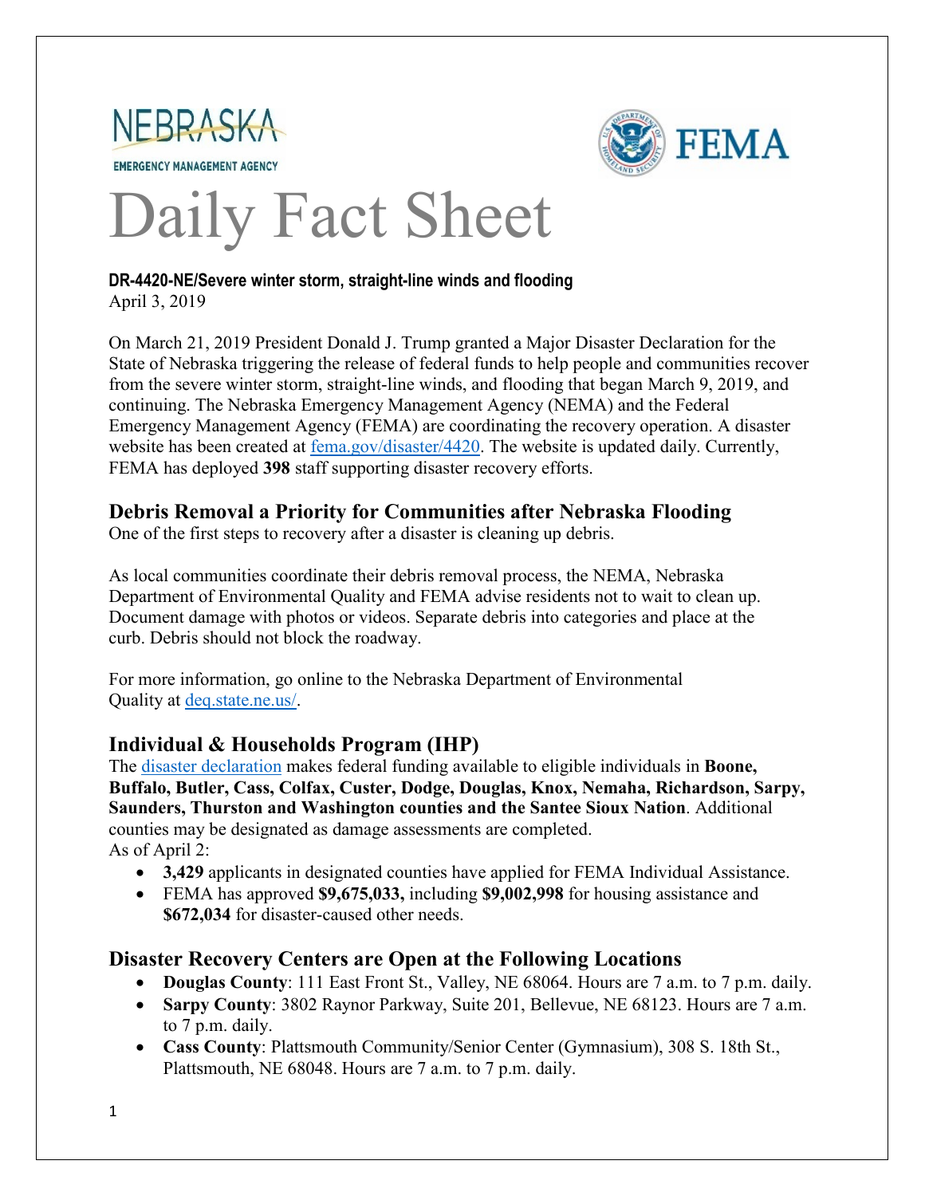NEBRASKA

EMERGENCY MANAGEMENT AGENCY

FEMA

# Daily Fact Sheet

**DR-4420-NE/Severe winter storm, straight-line winds and flooding**
April 3, 2019

On March 21, 2019 President Donald J. Trump granted a Major Disaster Declaration for the State of Nebraska triggering the release of federal funds to help people and communities recover from the severe winter storm, straight-line winds, and flooding that began March 9, 2019, and continuing. The Nebraska Emergency Management Agency (NEMA) and the Federal Emergency Management Agency (FEMA) are coordinating the recovery operation. A disaster website has been created at [fema.gov/disaster/4420](fema.gov/disaster/4420). The website is updated daily. Currently, FEMA has deployed **398** staff supporting disaster recovery efforts.

## Debris Removal a Priority for Communities after Nebraska Flooding

One of the first steps to recovery after a disaster is cleaning up debris.

As local communities coordinate their debris removal process, the NEMA, Nebraska Department of Environmental Quality and FEMA advise residents not to wait to clean up. Document damage with photos or videos. Separate debris into categories and place at the curb. Debris should not block the roadway.

For more information, go online to the Nebraska Department of Environmental Quality at [deq.state.ne.us/](deq.state.ne.us/).

## Individual & Households Program (IHP)

The disaster declaration makes federal funding available to eligible individuals in **Boone, Buffalo, Butler, Cass, Colfax, Custer, Dodge, Douglas, Knox, Nemaha, Richardson, Sarpy, Saunders, Thurston and Washington counties and the Santee Sioux Nation**. Additional counties may be designated as damage assessments are completed.
As of April 2:

- **3,429** applicants in designated counties have applied for FEMA Individual Assistance.
- FEMA has approved **$9,675,033,** including **$9,002,998** for housing assistance and **$672,034** for disaster-caused other needs.

## Disaster Recovery Centers are Open at the Following Locations

- **Douglas County**: 111 East Front St., Valley, NE 68064. Hours are 7 a.m. to 7 p.m. daily.
- **Sarpy County**: 3802 Raynor Parkway, Suite 201, Bellevue, NE 68123. Hours are 7 a.m. to 7 p.m. daily.
- **Cass County**: Plattsmouth Community/Senior Center (Gymnasium), 308 S. 18th St., Plattsmouth, NE 68048. Hours are 7 a.m. to 7 p.m. daily.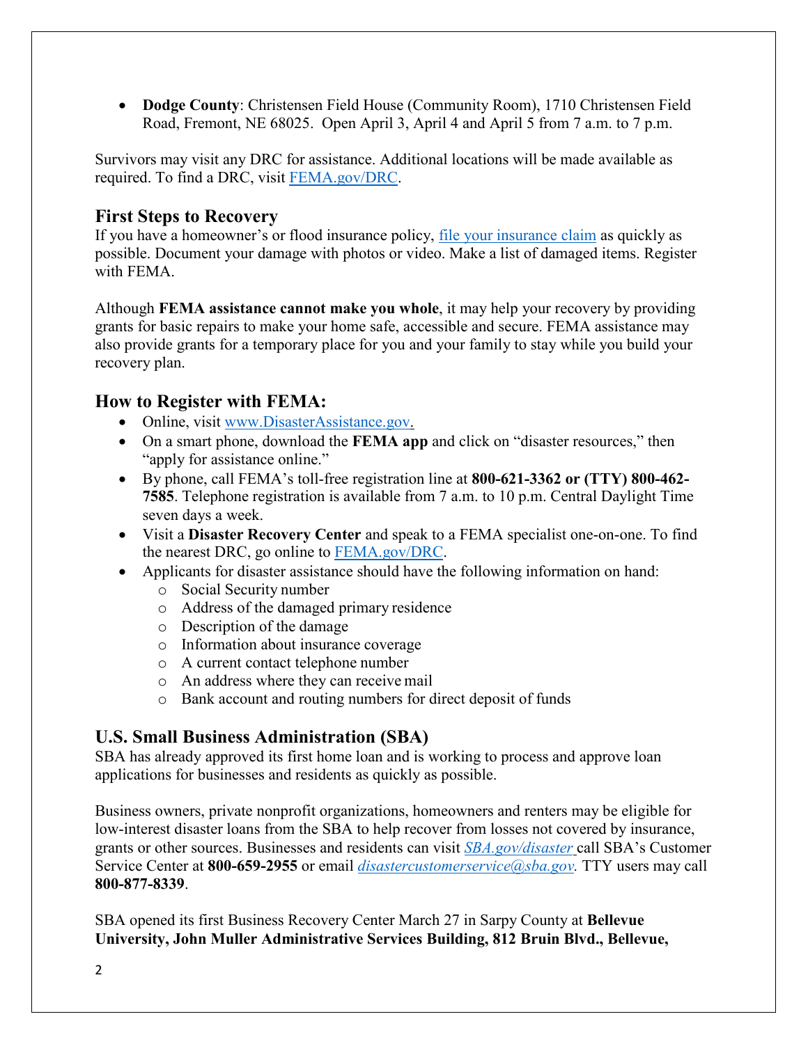- **Dodge County**: Christensen Field House (Community Room), 1710 Christensen Field Road, Fremont, NE 68025. Open April 3, April 4 and April 5 from 7 a.m. to 7 p.m.

Survivors may visit any DRC for assistance. Additional locations will be made available as required. To find a DRC, visit FEMA.gov/DRC.

## First Steps to Recovery

If you have a homeowner's or flood insurance policy, file your insurance claim as quickly as possible. Document your damage with photos or video. Make a list of damaged items. Register with FEMA.

Although **FEMA assistance cannot make you whole**, it may help your recovery by providing grants for basic repairs to make your home safe, accessible and secure. FEMA assistance may also provide grants for a temporary place for you and your family to stay while you build your recovery plan.

## How to Register with FEMA:

- Online, visit www.DisasterAssistance.gov.
- On a smart phone, download the **FEMA app** and click on "disaster resources," then "apply for assistance online."
- By phone, call FEMA's toll-free registration line at **800-621-3362 or (TTY) 800-462-7585**. Telephone registration is available from 7 a.m. to 10 p.m. Central Daylight Time seven days a week.
- Visit a **Disaster Recovery Center** and speak to a FEMA specialist one-on-one. To find the nearest DRC, go online to FEMA.gov/DRC.
- Applicants for disaster assistance should have the following information on hand:
  - Social Security number
  - Address of the damaged primary residence
  - Description of the damage
  - Information about insurance coverage
  - A current contact telephone number
  - An address where they can receive mail
  - Bank account and routing numbers for direct deposit of funds

## U.S. Small Business Administration (SBA)

SBA has already approved its first home loan and is working to process and approve loan applications for businesses and residents as quickly as possible.

Business owners, private nonprofit organizations, homeowners and renters may be eligible for low-interest disaster loans from the SBA to help recover from losses not covered by insurance, grants or other sources. Businesses and residents can visit *SBA.gov/disaster* call SBA's Customer Service Center at **800-659-2955** or email *disastercustomerservice@sba.gov.* TTY users may call **800-877-8339**.

SBA opened its first Business Recovery Center March 27 in Sarpy County at **Bellevue University, John Muller Administrative Services Building, 812 Bruin Blvd., Bellevue,**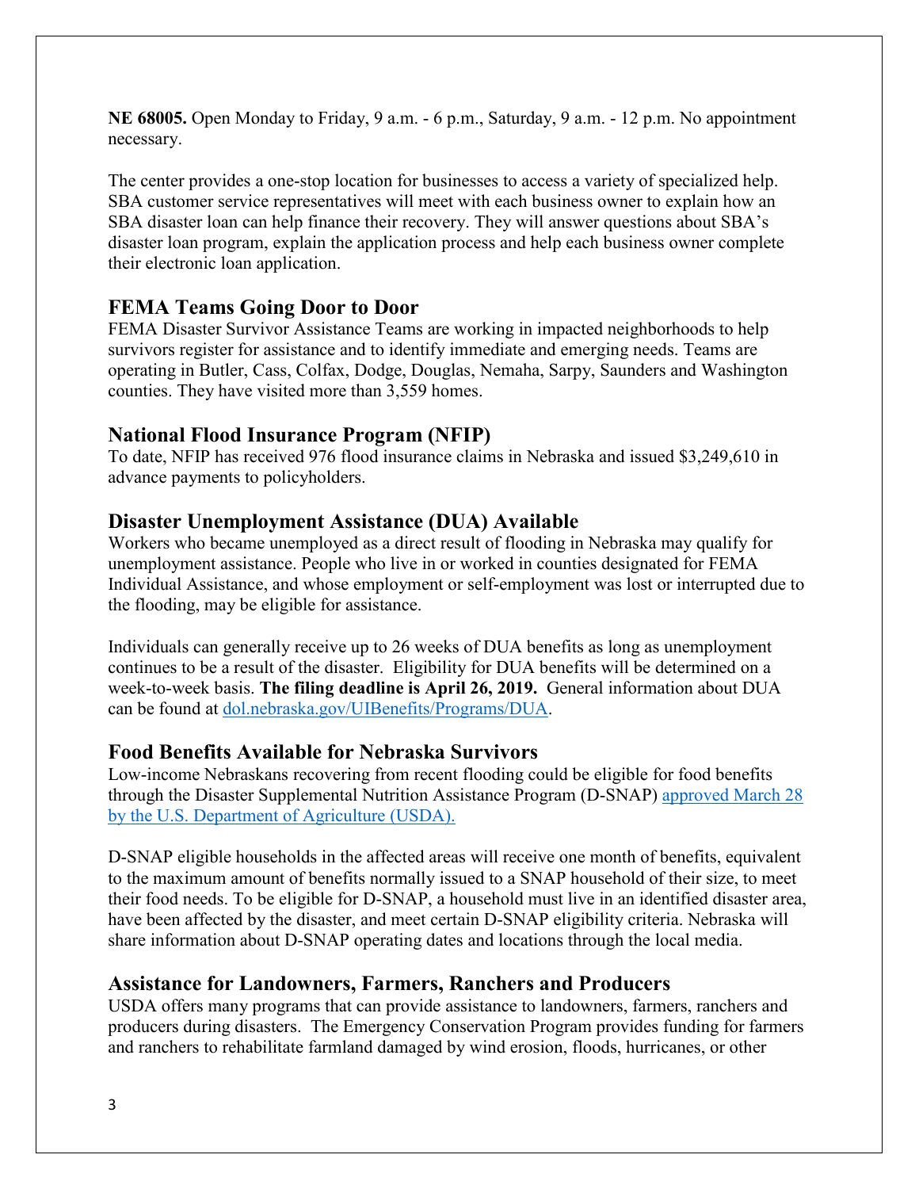**NE 68005.** Open Monday to Friday, 9 a.m. - 6 p.m., Saturday, 9 a.m. - 12 p.m. No appointment necessary.

The center provides a one-stop location for businesses to access a variety of specialized help. SBA customer service representatives will meet with each business owner to explain how an SBA disaster loan can help finance their recovery. They will answer questions about SBA's disaster loan program, explain the application process and help each business owner complete their electronic loan application.

## FEMA Teams Going Door to Door

FEMA Disaster Survivor Assistance Teams are working in impacted neighborhoods to help survivors register for assistance and to identify immediate and emerging needs. Teams are operating in Butler, Cass, Colfax, Dodge, Douglas, Nemaha, Sarpy, Saunders and Washington counties. They have visited more than 3,559 homes.

## National Flood Insurance Program (NFIP)

To date, NFIP has received 976 flood insurance claims in Nebraska and issued $3,249,610 in advance payments to policyholders.

## Disaster Unemployment Assistance (DUA) Available

Workers who became unemployed as a direct result of flooding in Nebraska may qualify for unemployment assistance. People who live in or worked in counties designated for FEMA Individual Assistance, and whose employment or self-employment was lost or interrupted due to the flooding, may be eligible for assistance.

Individuals can generally receive up to 26 weeks of DUA benefits as long as unemployment continues to be a result of the disaster. Eligibility for DUA benefits will be determined on a week-to-week basis. **The filing deadline is April 26, 2019.** General information about DUA can be found at [dol.nebraska.gov/UIBenefits/Programs/DUA](dol.nebraska.gov/UIBenefits/Programs/DUA).

## Food Benefits Available for Nebraska Survivors

Low-income Nebraskans recovering from recent flooding could be eligible for food benefits through the Disaster Supplemental Nutrition Assistance Program (D-SNAP) approved March 28 by the U.S. Department of Agriculture (USDA).

D-SNAP eligible households in the affected areas will receive one month of benefits, equivalent to the maximum amount of benefits normally issued to a SNAP household of their size, to meet their food needs. To be eligible for D-SNAP, a household must live in an identified disaster area, have been affected by the disaster, and meet certain D-SNAP eligibility criteria. Nebraska will share information about D-SNAP operating dates and locations through the local media.

## Assistance for Landowners, Farmers, Ranchers and Producers

USDA offers many programs that can provide assistance to landowners, farmers, ranchers and producers during disasters. The Emergency Conservation Program provides funding for farmers and ranchers to rehabilitate farmland damaged by wind erosion, floods, hurricanes, or other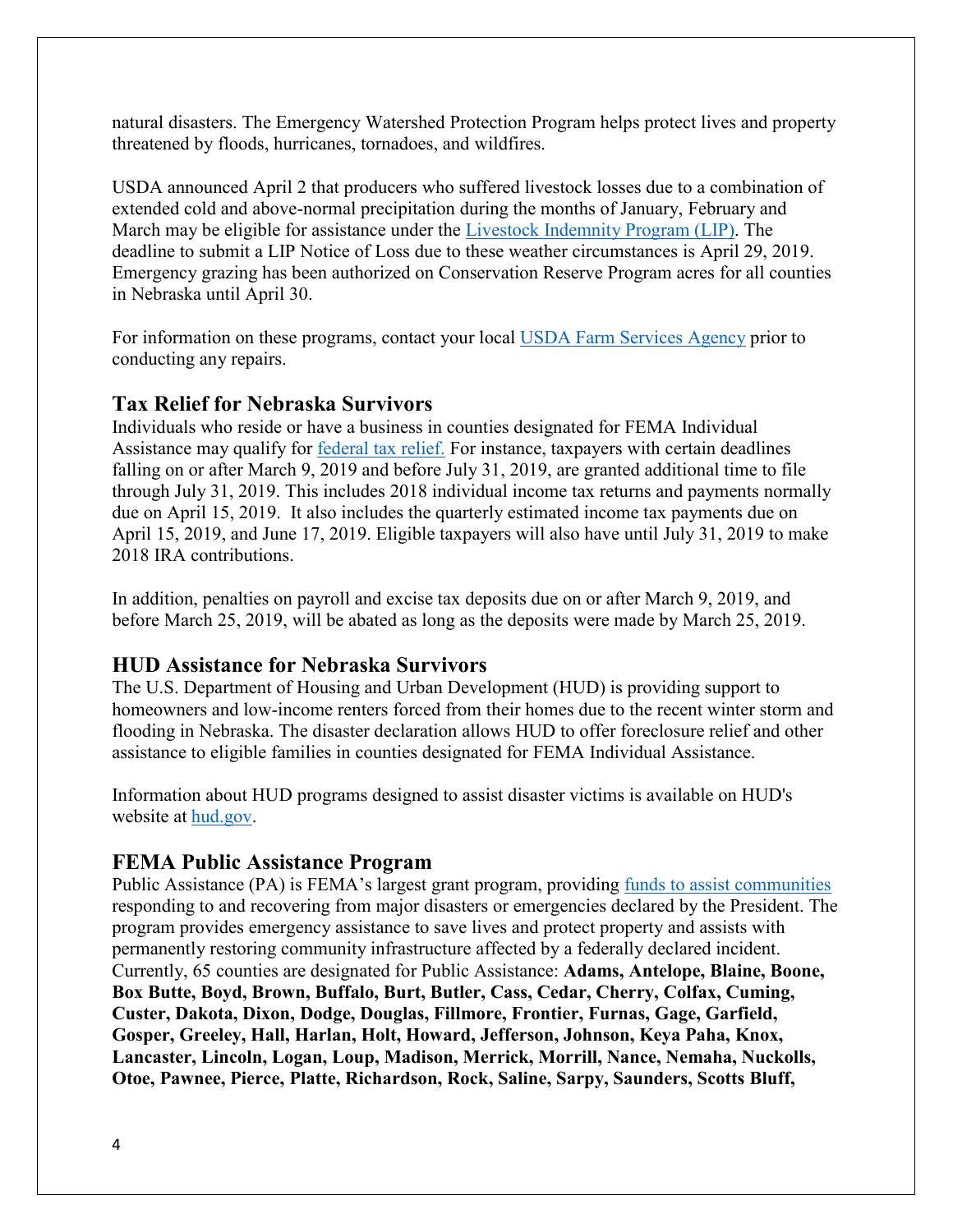natural disasters. The Emergency Watershed Protection Program helps protect lives and property threatened by floods, hurricanes, tornadoes, and wildfires.

USDA announced April 2 that producers who suffered livestock losses due to a combination of extended cold and above-normal precipitation during the months of January, February and March may be eligible for assistance under the [Livestock Indemnity Program (LIP)](). The deadline to submit a LIP Notice of Loss due to these weather circumstances is April 29, 2019. Emergency grazing has been authorized on Conservation Reserve Program acres for all counties in Nebraska until April 30.

For information on these programs, contact your local [USDA Farm Services Agency]() prior to conducting any repairs.

## Tax Relief for Nebraska Survivors

Individuals who reside or have a business in counties designated for FEMA Individual Assistance may qualify for [federal tax relief.]() For instance, taxpayers with certain deadlines falling on or after March 9, 2019 and before July 31, 2019, are granted additional time to file through July 31, 2019. This includes 2018 individual income tax returns and payments normally due on April 15, 2019. It also includes the quarterly estimated income tax payments due on April 15, 2019, and June 17, 2019. Eligible taxpayers will also have until July 31, 2019 to make 2018 IRA contributions.

In addition, penalties on payroll and excise tax deposits due on or after March 9, 2019, and before March 25, 2019, will be abated as long as the deposits were made by March 25, 2019.

## HUD Assistance for Nebraska Survivors

The U.S. Department of Housing and Urban Development (HUD) is providing support to homeowners and low-income renters forced from their homes due to the recent winter storm and flooding in Nebraska. The disaster declaration allows HUD to offer foreclosure relief and other assistance to eligible families in counties designated for FEMA Individual Assistance.

Information about HUD programs designed to assist disaster victims is available on HUD's website at [hud.gov]().

## FEMA Public Assistance Program

Public Assistance (PA) is FEMA's largest grant program, providing [funds to assist communities]() responding to and recovering from major disasters or emergencies declared by the President. The program provides emergency assistance to save lives and protect property and assists with permanently restoring community infrastructure affected by a federally declared incident. Currently, 65 counties are designated for Public Assistance: **Adams, Antelope, Blaine, Boone, Box Butte, Boyd, Brown, Buffalo, Burt, Butler, Cass, Cedar, Cherry, Colfax, Cuming, Custer, Dakota, Dixon, Dodge, Douglas, Fillmore, Frontier, Furnas, Gage, Garfield, Gosper, Greeley, Hall, Harlan, Holt, Howard, Jefferson, Johnson, Keya Paha, Knox, Lancaster, Lincoln, Logan, Loup, Madison, Merrick, Morrill, Nance, Nemaha, Nuckolls, Otoe, Pawnee, Pierce, Platte, Richardson, Rock, Saline, Sarpy, Saunders, Scotts Bluff,**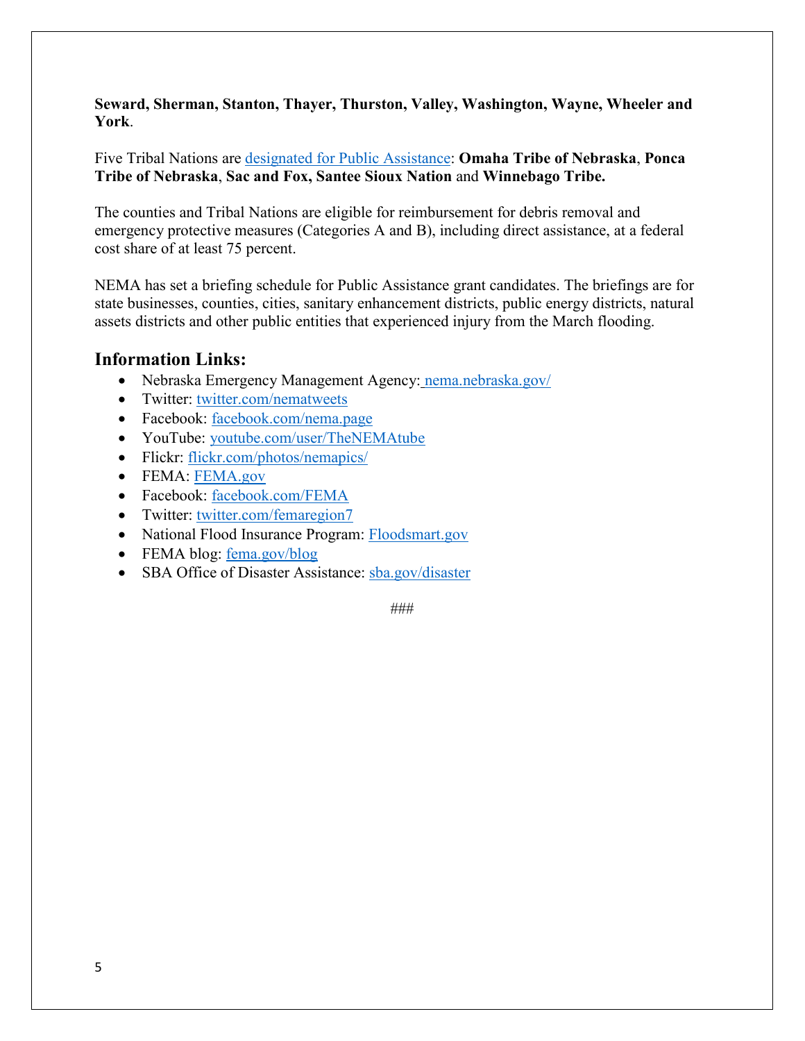**Seward, Sherman, Stanton, Thayer, Thurston, Valley, Washington, Wayne, Wheeler and York**.

Five Tribal Nations are designated for Public Assistance: **Omaha Tribe of Nebraska**, **Ponca Tribe of Nebraska**, **Sac and Fox, Santee Sioux Nation** and **Winnebago Tribe.**

The counties and Tribal Nations are eligible for reimbursement for debris removal and emergency protective measures (Categories A and B), including direct assistance, at a federal cost share of at least 75 percent.

NEMA has set a briefing schedule for Public Assistance grant candidates. The briefings are for state businesses, counties, cities, sanitary enhancement districts, public energy districts, natural assets districts and other public entities that experienced injury from the March flooding.

## Information Links:

- Nebraska Emergency Management Agency: nema.nebraska.gov/
- Twitter: twitter.com/nematweets
- Facebook: facebook.com/nema.page
- YouTube: youtube.com/user/TheNEMAtube
- Flickr: flickr.com/photos/nemapics/
- FEMA: FEMA.gov
- Facebook: facebook.com/FEMA
- Twitter: twitter.com/femaregion7
- National Flood Insurance Program: Floodsmart.gov
- FEMA blog: fema.gov/blog
- SBA Office of Disaster Assistance: sba.gov/disaster

###